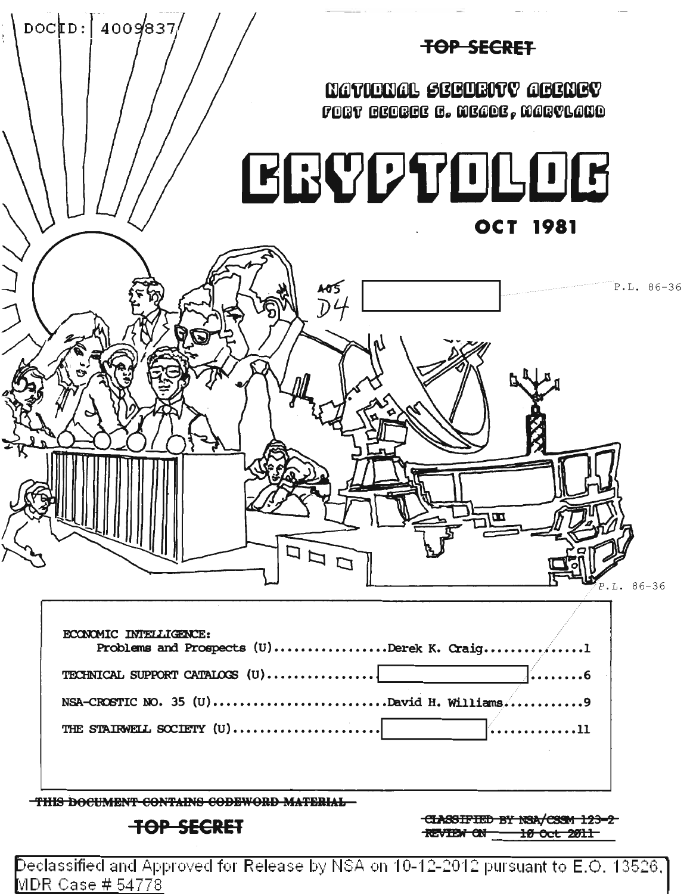DOCID: 4009837

~~TOP SECRET~~

NATIONAL SECURITY AGENCY
FORT GEORGE G. MEADE, MARYLAND

# CRYPTOLOG

**OCT 1981**

~~A05~~ D4 [redacted] P.L. 86-36

P.L. 86-36

| | | |
|---|---|---|
| ECONOMIC INTELLIGENCE: Problems and Prospects (U) | Derek K. Craig | 1 |
| TECHNICAL SUPPORT CATALOGS (U) | [redacted] | 6 |
| NSA-CROSTIC NO. 35 (U) | David H. Williams | 9 |
| THE STAIRWELL SOCIETY (U) | [redacted] | 11 |

~~THIS DOCUMENT CONTAINS CODEWORD MATERIAL~~

~~TOP SECRET~~

~~CLASSIFIED BY NSA/CSSM 123-2~~
~~REVIEW ON 10 Oct 2011~~

Declassified and Approved for Release by NSA on 10-12-2012 pursuant to E.O. 13526, MDR Case # 54778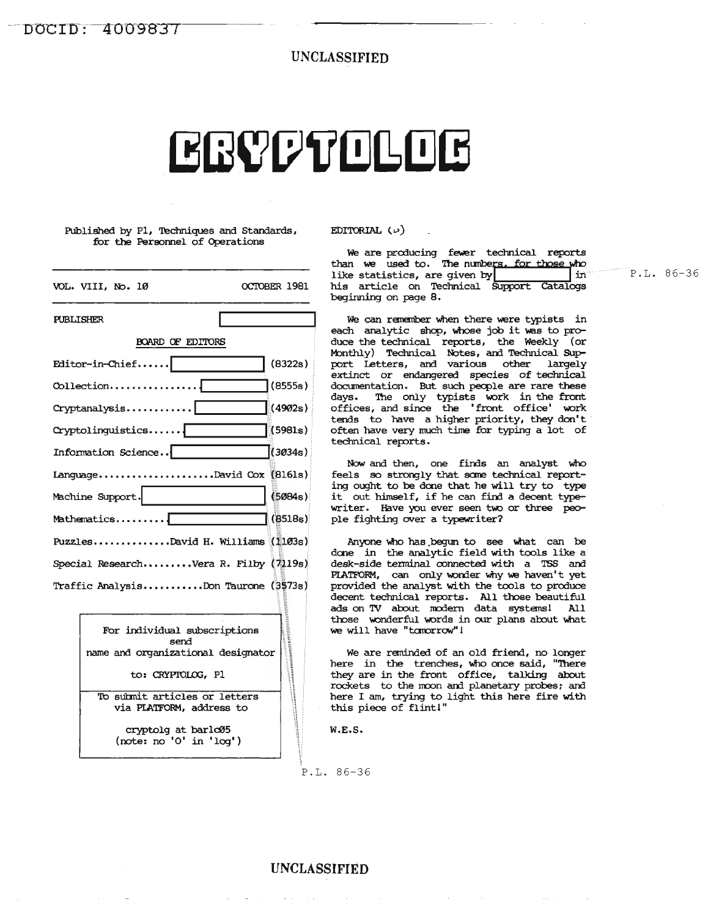DOCID: 4009837

UNCLASSIFIED

# CRYPTOLOG

Published by P1, Techniques and Standards, for the Personnel of Operations

VOL. VIII, No. 10 — OCTOBER 1981

PUBLISHER [redacted]

BOARD OF EDITORS

| | | |
|---|---|---|
| Editor-in-Chief | [redacted] | (8322s) |
| Collection | [redacted] | (8555s) |
| Cryptanalysis | [redacted] | (4902s) |
| Cryptolinguistics | [redacted] | (5981s) |
| Information Science | [redacted] | (3034s) |
| Language | David Cox | (8161s) |
| Machine Support | [redacted] | (5084s) |
| Mathematics | [redacted] | (8518s) |
| Puzzles | David H. Williams | (1103s) |
| Special Research | Vera R. Filby | (7119s) |
| Traffic Analysis | Don Taurone | (3573s) |

For individual subscriptions send name and organizational designator to: CRYPTOLOG, P1

To submit articles or letters via PLATFORM, address to cryptolg at barlc05 (note: no 'O' in 'log')

P.L. 86-36

## EDITORIAL (U)

We are producing fewer technical reports than we used to. The numbers, for those who like statistics, are given by [redacted] in his article on Technical Support Catalogs beginning on page 8.

P.L. 86-36

We can remember when there were typists in each analytic shop, whose job it was to produce the technical reports, the Weekly (or Monthly) Technical Notes, and Technical Support Letters, and various other largely extinct or endangered species of technical documentation. But such people are rare these days. The only typists work in the front offices, and since the 'front office' work tends to have a higher priority, they don't often have very much time for typing a lot of technical reports.

Now and then, one finds an analyst who feels so strongly that some technical reporting ought to be done that he will try to type it out himself, if he can find a decent typewriter. Have you ever seen two or three people fighting over a typewriter?

Anyone who has begun to see what can be done in the analytic field with tools like a desk-side terminal connected with a TSS and PLATFORM, can only wonder why we haven't yet provided the analyst with the tools to produce decent technical reports. All those beautiful ads on TV about modern data systems! All those wonderful words in our plans about what we will have "tomorrow"!

We are reminded of an old friend, no longer here in the trenches, who once said, "There they are in the front office, talking about rockets to the moon and planetary probes; and here I am, trying to light this here fire with this piece of flint!"

W.E.S.

UNCLASSIFIED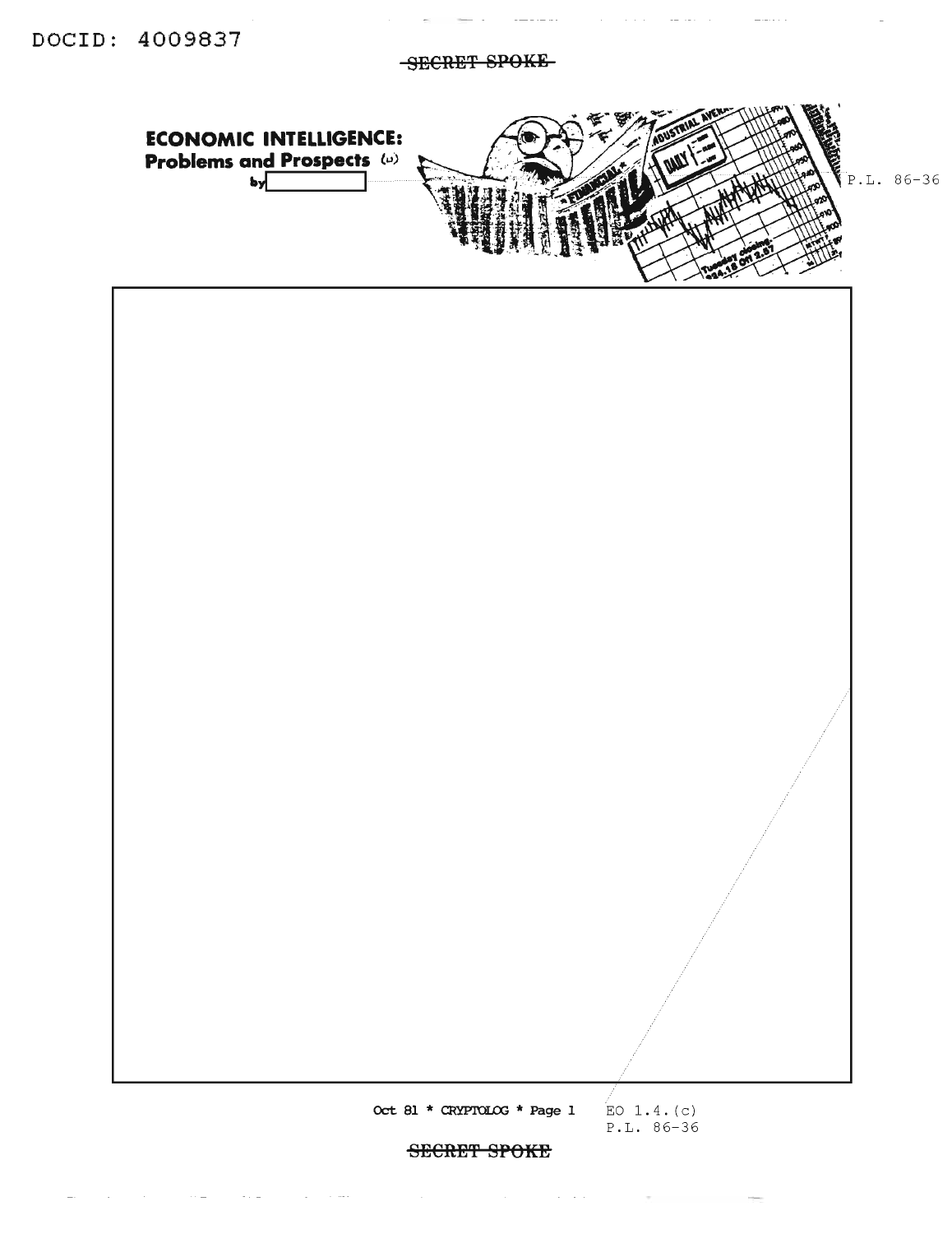# ECONOMIC INTELLIGENCE: Problems and Prospects (U)

by [redacted]

P.L. 86-36

EO 1.4.(c)
P.L. 86-36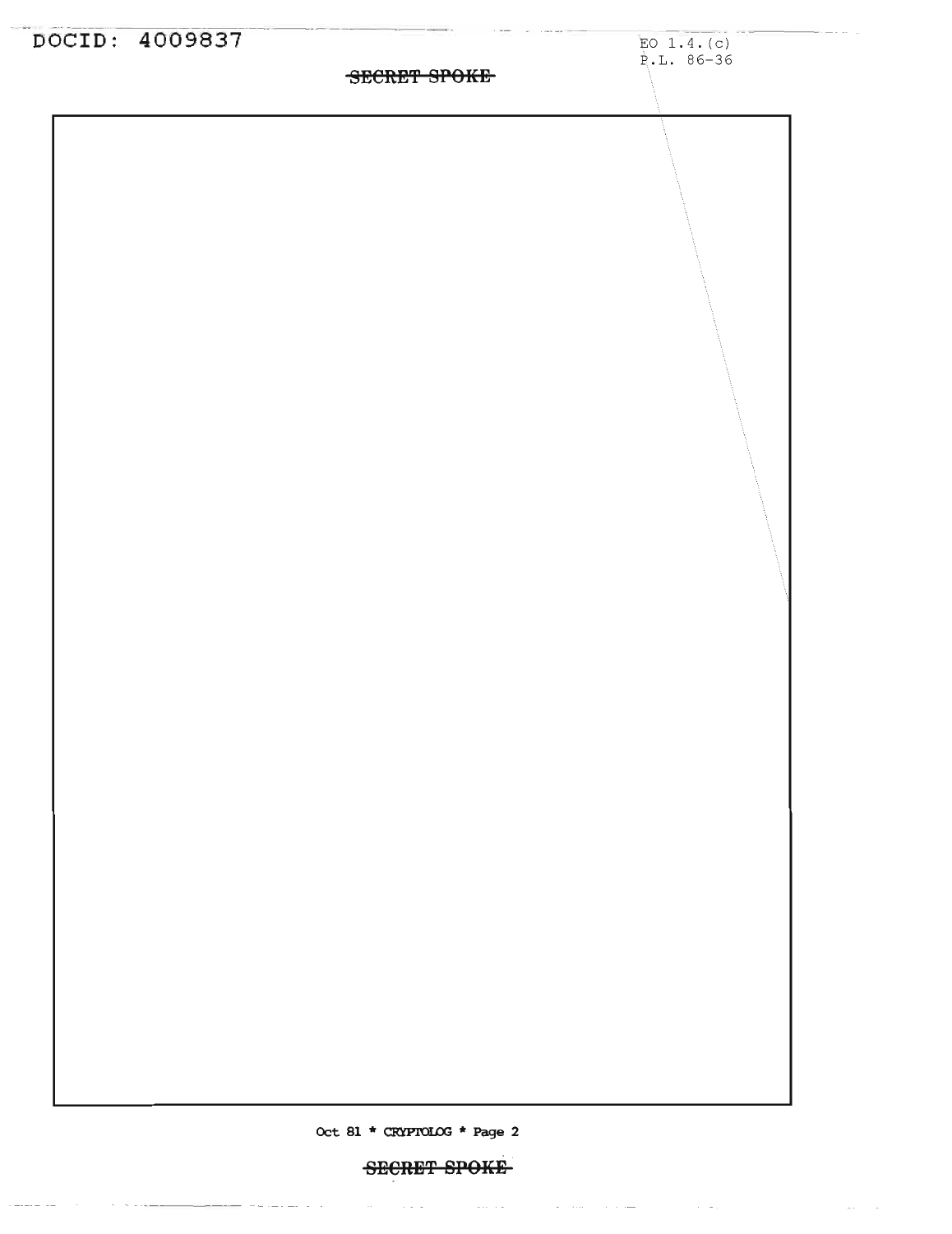EO 1.4.(c)
P.L. 86-36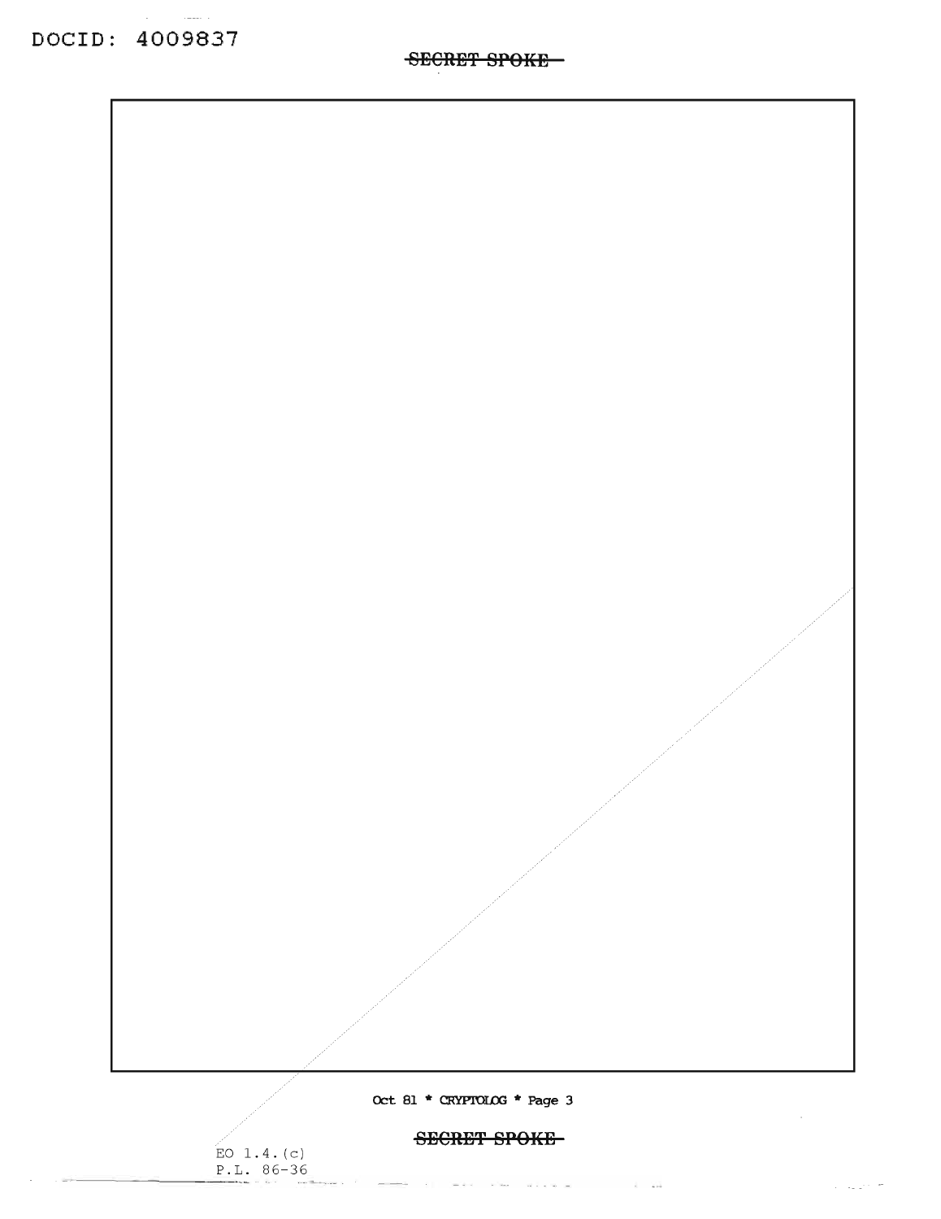EO 1.4.(c)
P.L. 86-36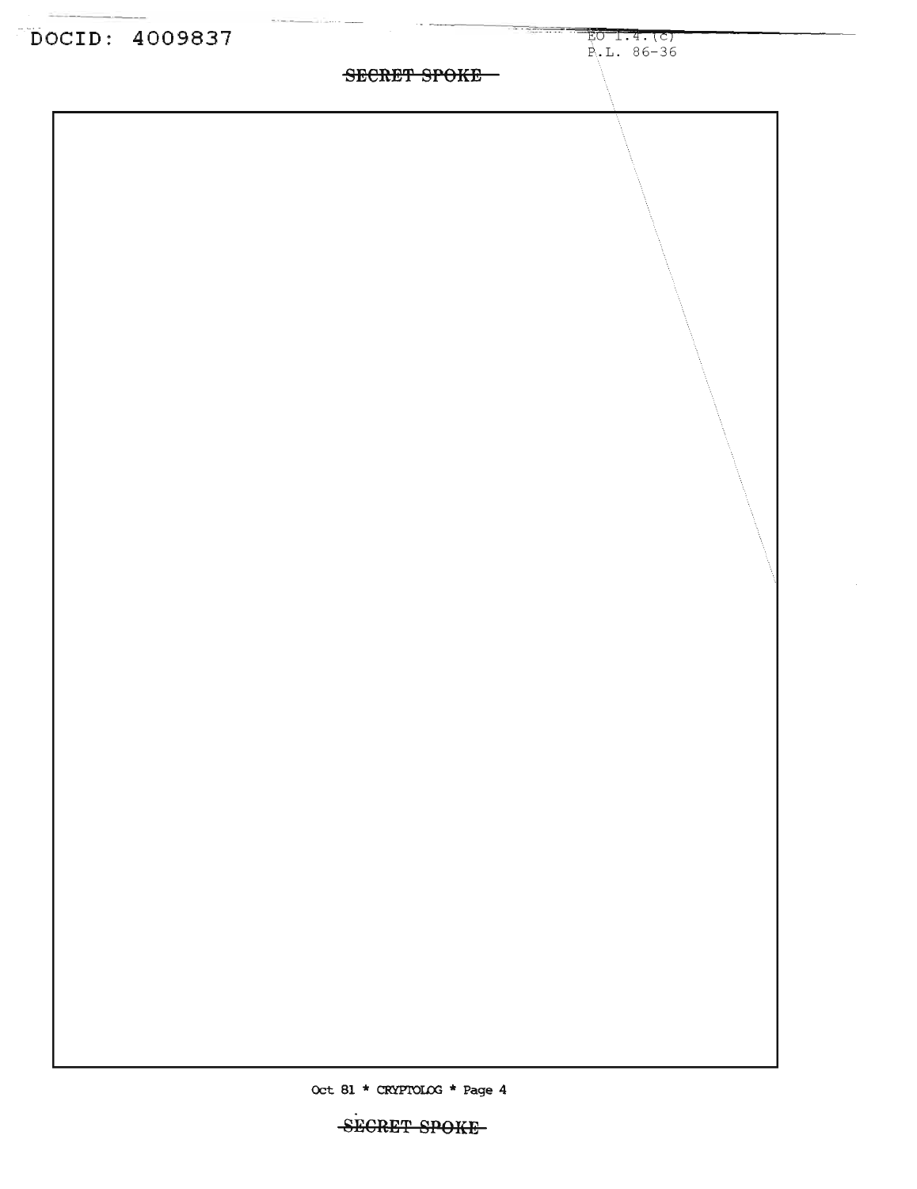EO 1.4.(c)
P.L. 86-36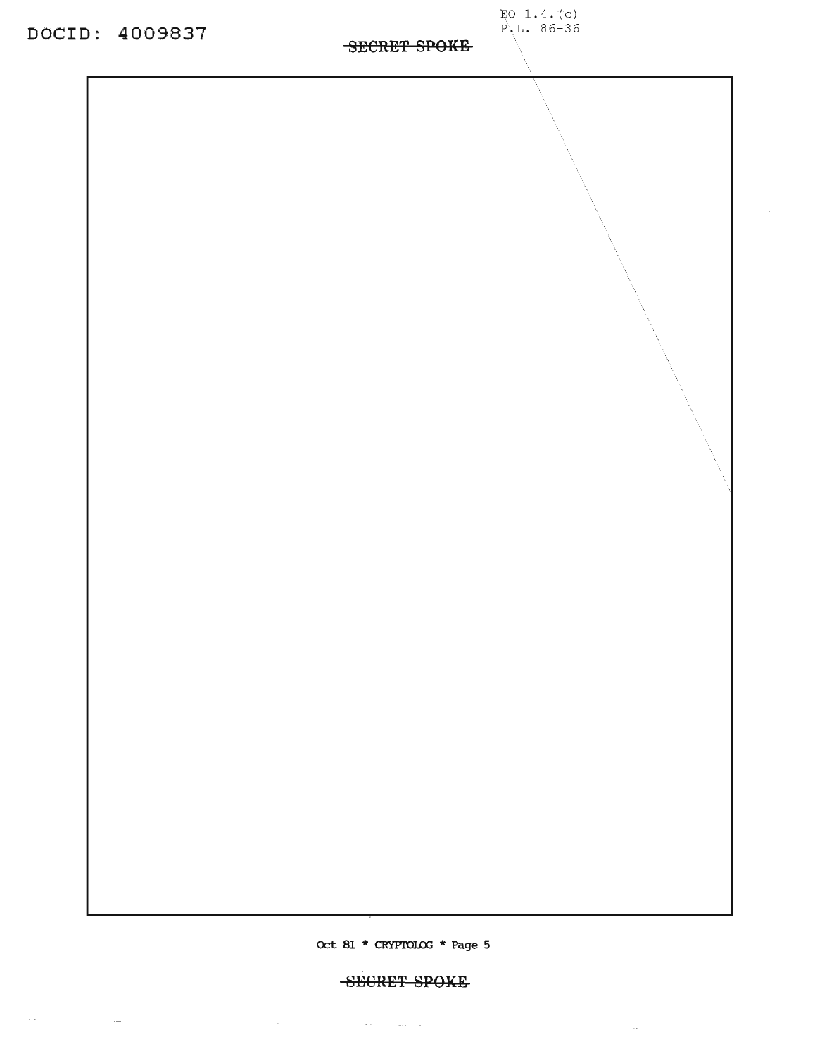EO 1.4.(c)
P.L. 86-36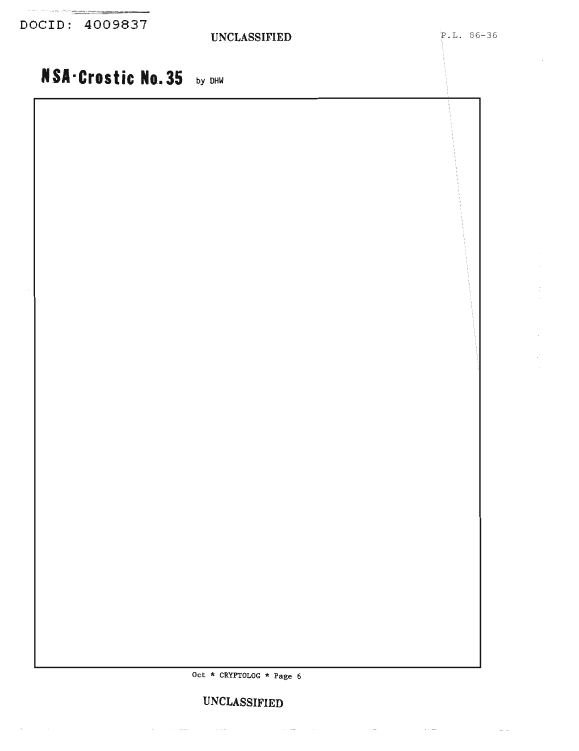DOCID: 4009837

UNCLASSIFIED

P.L. 86-36

# NSA-Crostic No. 35 by DHW

UNCLASSIFIED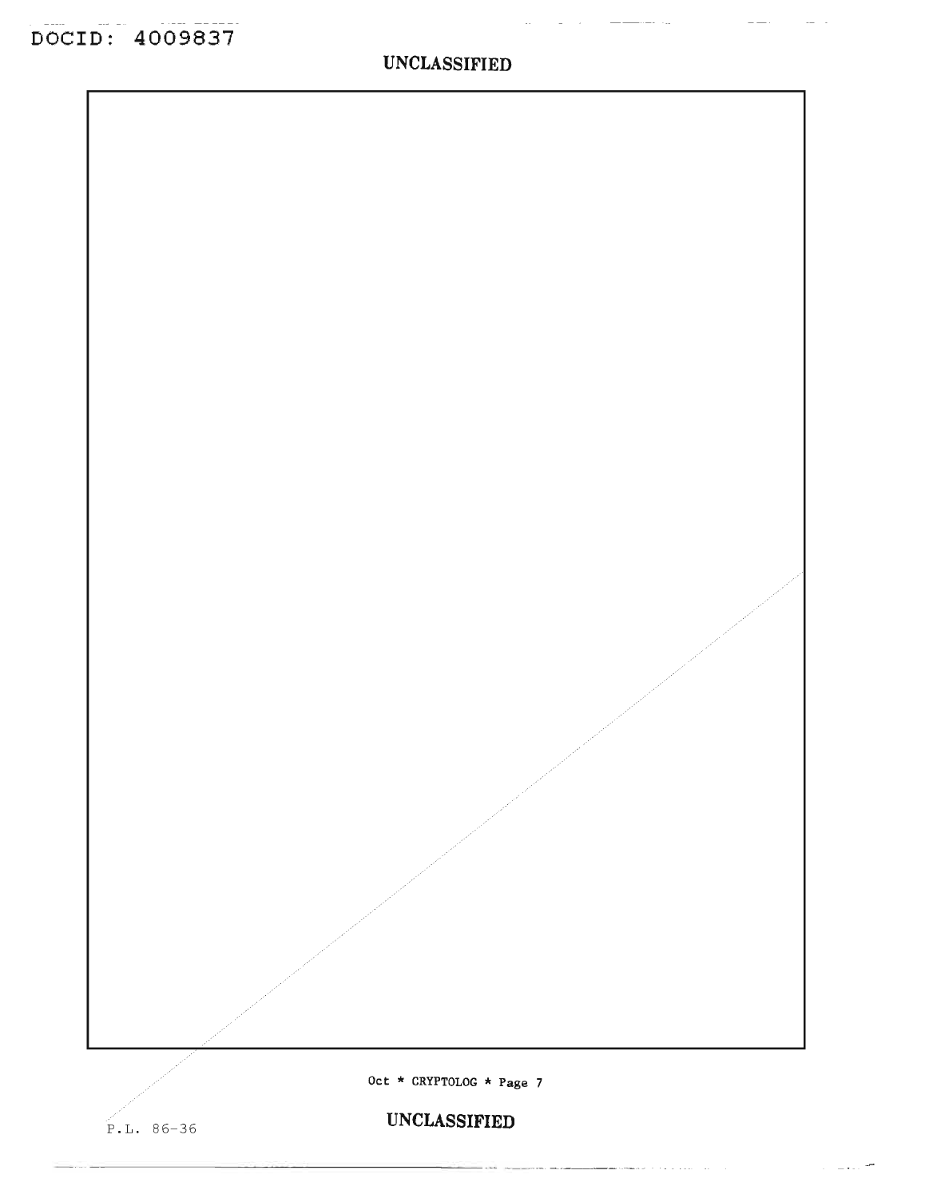P.L. 86-36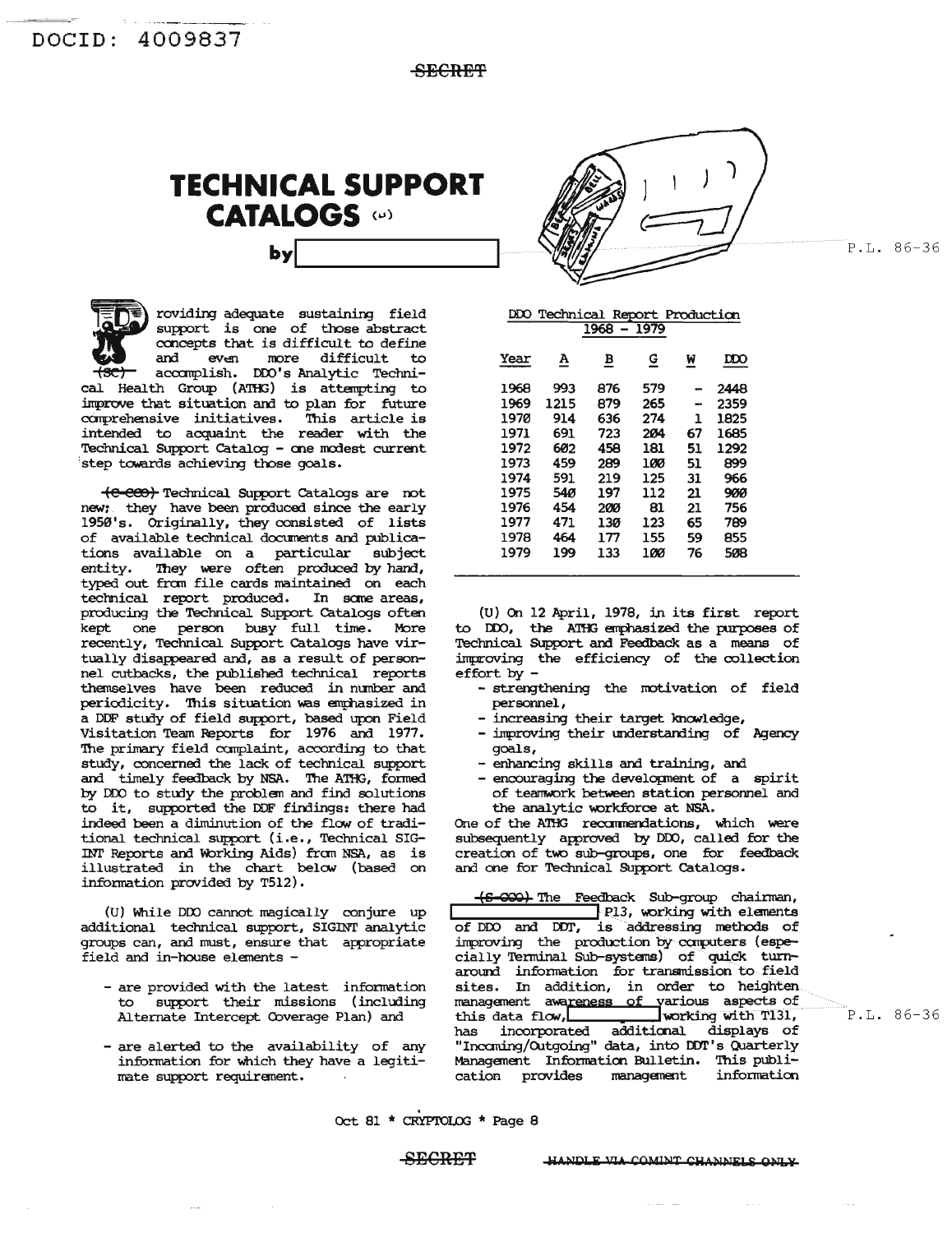# TECHNICAL SUPPORT CATALOGS (U)

by [redacted]

P.L. 86-36

(SC) Providing adequate sustaining field support is one of those abstract concepts that is difficult to define and even more difficult to accomplish. DDO's Analytic Technical Health Group (ATHG) is attempting to improve that situation and to plan for future comprehensive initiatives. This article is intended to acquaint the reader with the Technical Support Catalog - one modest current step towards achieving those goals.

(C-CCO) Technical Support Catalogs are not new; they have been produced since the early 1950's. Originally, they consisted of lists of available technical documents and publications available on a particular subject entity. They were often produced by hand, typed out from file cards maintained on each technical report produced. In some areas, producing the Technical Support Catalogs often kept one person busy full time. More recently, Technical Support Catalogs have virtually disappeared and, as a result of personnel cutbacks, the published technical reports themselves have been reduced in number and periodicity. This situation was emphasized in a DDF study of field support, based upon Field Visitation Team Reports for 1976 and 1977. The primary field complaint, according to that study, concerned the lack of technical support and timely feedback by NSA. The ATHG, formed by DDO to study the problem and find solutions to it, supported the DDF findings: there had indeed been a diminution of the flow of traditional technical support (i.e., Technical SIGINT Reports and Working Aids) from NSA, as is illustrated in the chart below (based on information provided by T512).

(U) While DDO cannot magically conjure up additional technical support, SIGINT analytic groups can, and must, ensure that appropriate field and in-house elements -

- are provided with the latest information to support their missions (including Alternate Intercept Coverage Plan) and
- are alerted to the availability of any information for which they have a legitimate support requirement.

DDO Technical Report Production
1968 - 1979

| Year | A | B | G | W | DDO |
|---|---|---|---|---|---|
| 1968 | 993 | 876 | 579 | - | 2448 |
| 1969 | 1215 | 879 | 265 | - | 2359 |
| 1970 | 914 | 636 | 274 | 1 | 1825 |
| 1971 | 691 | 723 | 204 | 67 | 1685 |
| 1972 | 602 | 458 | 181 | 51 | 1292 |
| 1973 | 459 | 289 | 100 | 51 | 899 |
| 1974 | 591 | 219 | 125 | 31 | 966 |
| 1975 | 540 | 197 | 112 | 21 | 900 |
| 1976 | 454 | 200 | 81 | 21 | 756 |
| 1977 | 471 | 130 | 123 | 65 | 789 |
| 1978 | 464 | 177 | 155 | 59 | 855 |
| 1979 | 199 | 133 | 100 | 76 | 508 |

(U) On 12 April, 1978, in its first report to DDO, the ATHG emphasized the purposes of Technical Support and Feedback as a means of improving the efficiency of the collection effort by -

- strengthening the motivation of field personnel,
- increasing their target knowledge,
- improving their understanding of Agency goals,
- enhancing skills and training, and
- encouraging the development of a spirit of teamwork between station personnel and the analytic workforce at NSA.

One of the ATHG recommendations, which were subsequently approved by DDO, called for the creation of two sub-groups, one for feedback and one for Technical Support Catalogs.

(S-CCO) The Feedback Sub-group chairman, [redacted] P13, working with elements of DDO and DDT, is addressing methods of improving the production by computers (especially Terminal Sub-systems) of quick turn-around information for transmission to field sites. In addition, in order to heighten management awareness of various aspects of this data flow, [redacted] working with T131, has incorporated additional displays of "Incoming/Outgoing" data, into DDT's Quarterly Management Information Bulletin. This publication provides management information

P.L. 86-36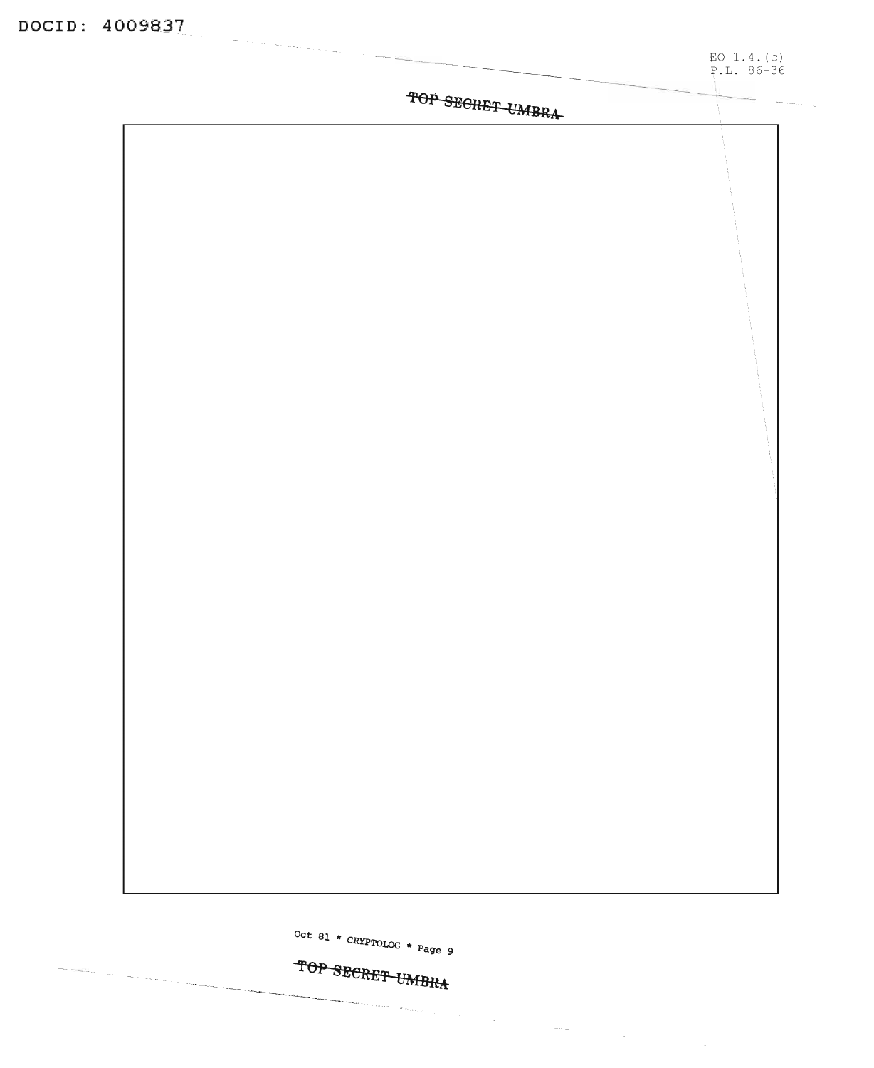EO 1.4.(c)
P.L. 86-36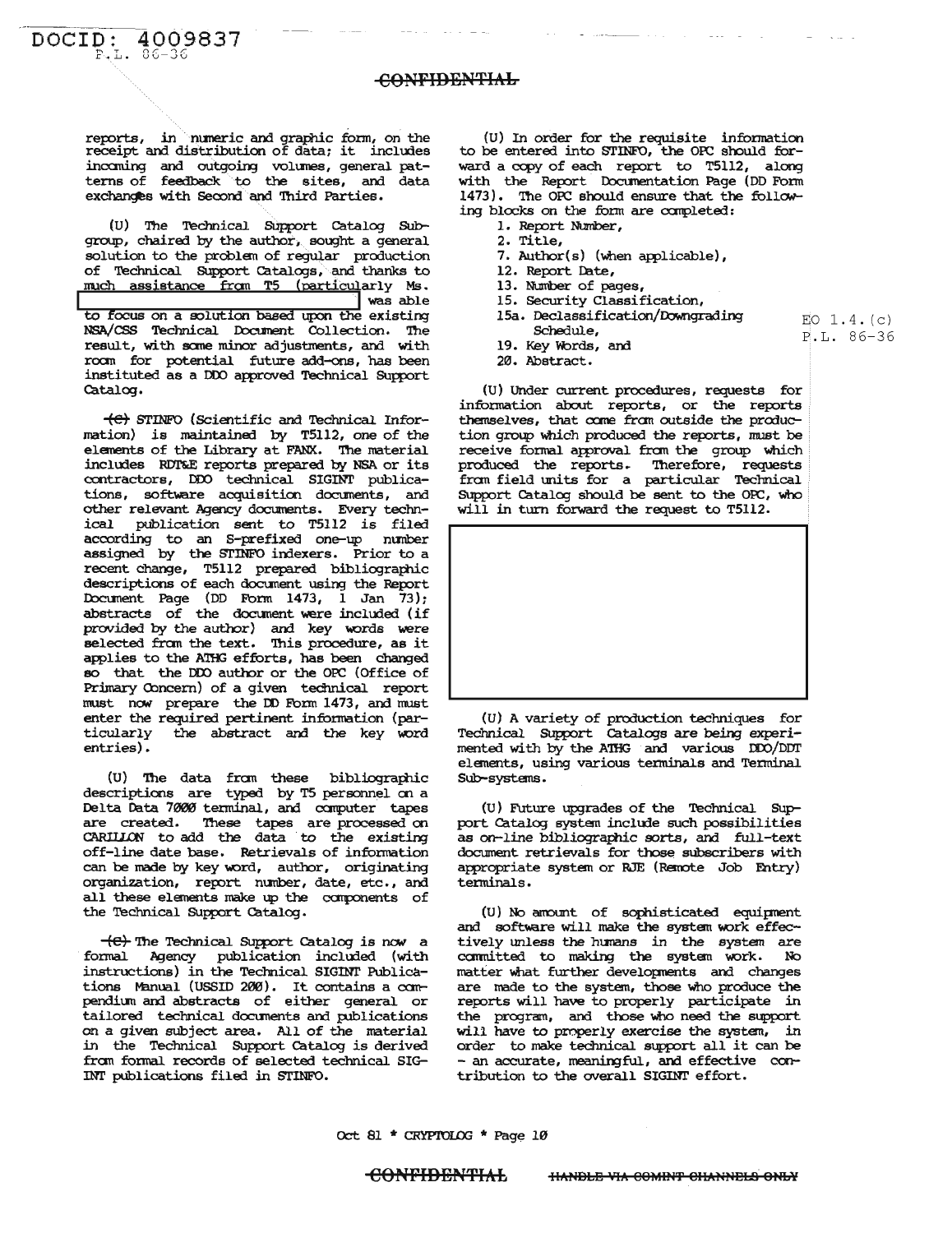reports, in numeric and graphic form, on the receipt and distribution of data; it includes incoming and outgoing volumes, general patterns of feedback to the sites, and data exchanges with Second and Third Parties.

(U) The Technical Support Catalog Subgroup, chaired by the author, sought a general solution to the problem of regular production of Technical Support Catalogs, and thanks to much assistance from T5 (particularly Ms. [redacted] was able to focus on a solution based upon the existing NSA/CSS Technical Document Collection. The result, with some minor adjustments, and with room for potential future add-ons, has been instituted as a DDO approved Technical Support Catalog.

~~(C)~~ STINFO (Scientific and Technical Information) is maintained by T5112, one of the elements of the Library at FANX. The material includes RDT&E reports prepared by NSA or its contractors, DDO technical SIGINT publications, software acquisition documents, and other relevant Agency documents. Every technical publication sent to T5112 is filed according to an S-prefixed one-up number assigned by the STINFO indexers. Prior to a recent change, T5112 prepared bibliographic descriptions of each document using the Report Document Page (DD Form 1473, 1 Jan 73); abstracts of the document were included (if provided by the author) and key words were selected from the text. This procedure, as it applies to the ATHG efforts, has been changed so that the DDO author or the OPC (Office of Primary Concern) of a given technical report must now prepare the DD Form 1473, and must enter the required pertinent information (particularly the abstract and the key word entries).

(U) The data from these bibliographic descriptions are typed by T5 personnel on a Delta Data 7000 terminal, and computer tapes are created. These tapes are processed on CARILLON to add the data to the existing off-line date base. Retrievals of information can be made by key word, author, originating organization, report number, date, etc., and all these elements make up the components of the Technical Support Catalog.

~~(C)~~ The Technical Support Catalog is now a formal Agency publication included (with instructions) in the Technical SIGINT Publications Manual (USSID 200). It contains a compendium and abstracts of either general or tailored technical documents and publications on a given subject area. All of the material in the Technical Support Catalog is derived from formal records of selected technical SIGINT publications filed in STINFO.

(U) In order for the requisite information to be entered into STINFO, the OPC should forward a copy of each report to T5112, along with the Report Documentation Page (DD Form 1473). The OPC should ensure that the following blocks on the form are completed:

1. Report Number,
2. Title,
7. Author(s) (when applicable),
12. Report Date,
13. Number of pages,
15. Security Classification,
15a. Declassification/Downgrading Schedule,
19. Key Words, and
20. Abstract.

EO 1.4.(c)
P.L. 86-36

(U) Under current procedures, requests for information about reports, or the reports themselves, that come from outside the production group which produced the reports, must be receive formal approval from the group which produced the reports. Therefore, requests from field units for a particular Technical Support Catalog should be sent to the OPC, who will in turn forward the request to T5112.

[redacted]

(U) A variety of production techniques for Technical Support Catalogs are being experimented with by the ATHG and various DDO/DDT elements, using various terminals and Terminal Sub-systems.

(U) Future upgrades of the Technical Support Catalog system include such possibilities as on-line bibliographic sorts, and full-text document retrievals for those subscribers with appropriate system or RJE (Remote Job Entry) terminals.

(U) No amount of sophisticated equipment and software will make the system work effectively unless the humans in the system are committed to making the system work. No matter what further developments and changes are made to the system, those who produce the reports will have to properly participate in the program, and those who need the support will have to properly exercise the system, in order to make technical support all it can be - an accurate, meaningful, and effective contribution to the overall SIGINT effort.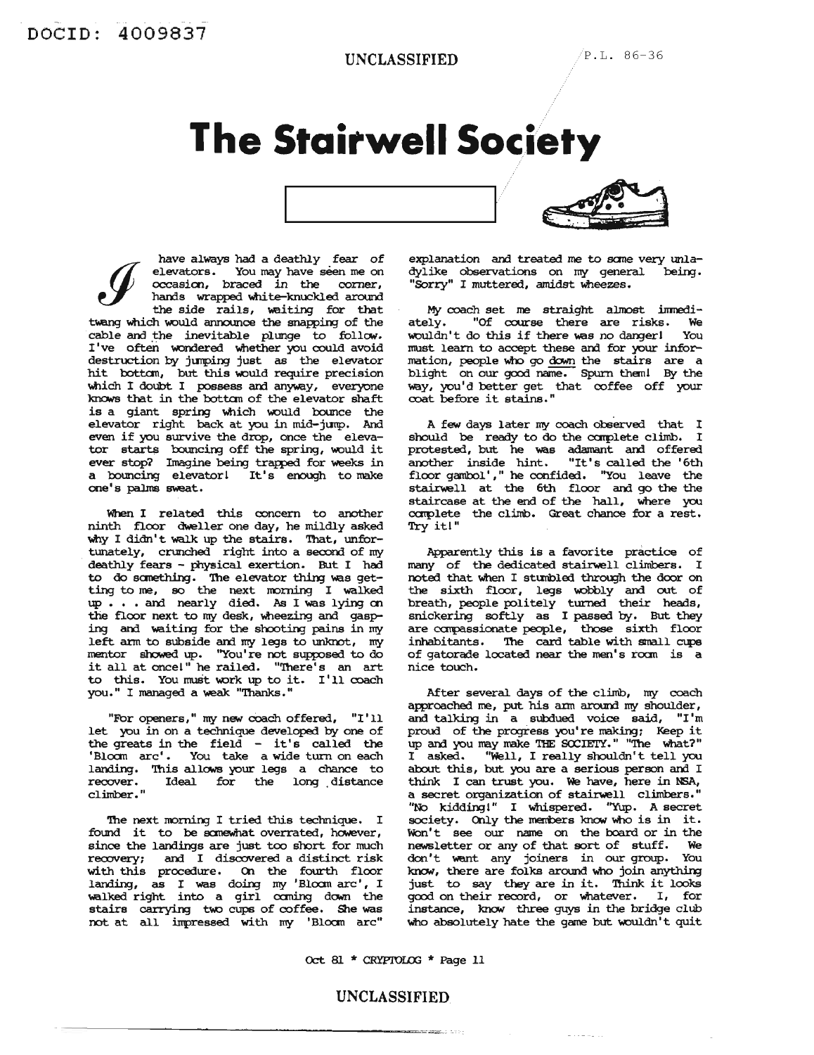# The Stairwell Society

I have always had a deathly fear of elevators. You may have seen me on occasion, braced in the corner, hands wrapped white-knuckled around the side rails, waiting for that twang which would announce the snapping of the cable and the inevitable plunge to follow. I've often wondered whether you could avoid destruction by jumping just as the elevator hit bottom, but this would require precision which I doubt I possess and anyway, everyone knows that in the bottom of the elevator shaft is a giant spring which would bounce the elevator right back at you in mid-jump. And even if you survive the drop, once the elevator starts bouncing off the spring, would it ever stop? Imagine being trapped for weeks in a bouncing elevator! It's enough to make one's palms sweat.

When I related this concern to another ninth floor dweller one day, he mildly asked why I didn't walk up the stairs. That, unfortunately, crunched right into a second of my deathly fears - physical exertion. But I had to do something. The elevator thing was getting to me, so the next morning I walked up . . . and nearly died. As I was lying on the floor next to my desk, wheezing and gasping and waiting for the shooting pains in my left arm to subside and my legs to unknot, my mentor showed up. "You're not supposed to do it all at once!" he railed. "There's an art to this. You must work up to it. I'll coach you." I managed a weak "Thanks."

"For openers," my new coach offered, "I'll let you in on a technique developed by one of the greats in the field - it's called the 'Bloom arc'. You take a wide turn on each landing. This allows your legs a chance to recover. Ideal for the long distance climber."

The next morning I tried this technique. I found it to be somewhat overrated, however, since the landings are just too short for much recovery; and I discovered a distinct risk with this procedure. On the fourth floor landing, as I was doing my 'Bloom arc', I walked right into a girl coming down the stairs carrying two cups of coffee. She was not at all impressed with my 'Bloom arc' explanation and treated me to some very unladylike observations on my general being. "Sorry" I muttered, amidst wheezes.

My coach set me straight almost immediately. "Of course there are risks. We wouldn't do this if there was no danger! You must learn to accept these and for your information, people who go down the stairs are a blight on our good name. Spurn them! By the way, you'd better get that coffee off your coat before it stains."

A few days later my coach observed that I should be ready to do the complete climb. I protested, but he was adamant and offered another inside hint. "It's called the '6th floor gambol'," he confided. "You leave the stairwell at the 6th floor and go the the staircase at the end of the hall, where you complete the climb. Great chance for a rest. Try it!"

Apparently this is a favorite practice of many of the dedicated stairwell climbers. I noted that when I stumbled through the door on the sixth floor, legs wobbly and out of breath, people politely turned their heads, snickering softly as I passed by. But they are compassionate people, those sixth floor inhabitants. The card table with small cups of gatorade located near the men's room is a nice touch.

After several days of the climb, my coach approached me, put his arm around my shoulder, and talking in a subdued voice said, "I'm proud of the progress you're making; Keep it up and you may make THE SOCIETY." "The what?" I asked. "Well, I really shouldn't tell you about this, but you are a serious person and I think I can trust you. We have, here in NSA, a secret organization of stairwell climbers." "No kidding!" I whispered. "Yup. A secret society. Only the members know who is in it. Won't see our name on the board or in the newsletter or any of that sort of stuff. We don't want any joiners in our group. You know, there are folks around who join anything just to say they are in it. Think it looks good on their record, or whatever. I, for instance, know three guys in the bridge club who absolutely hate the game but wouldn't quit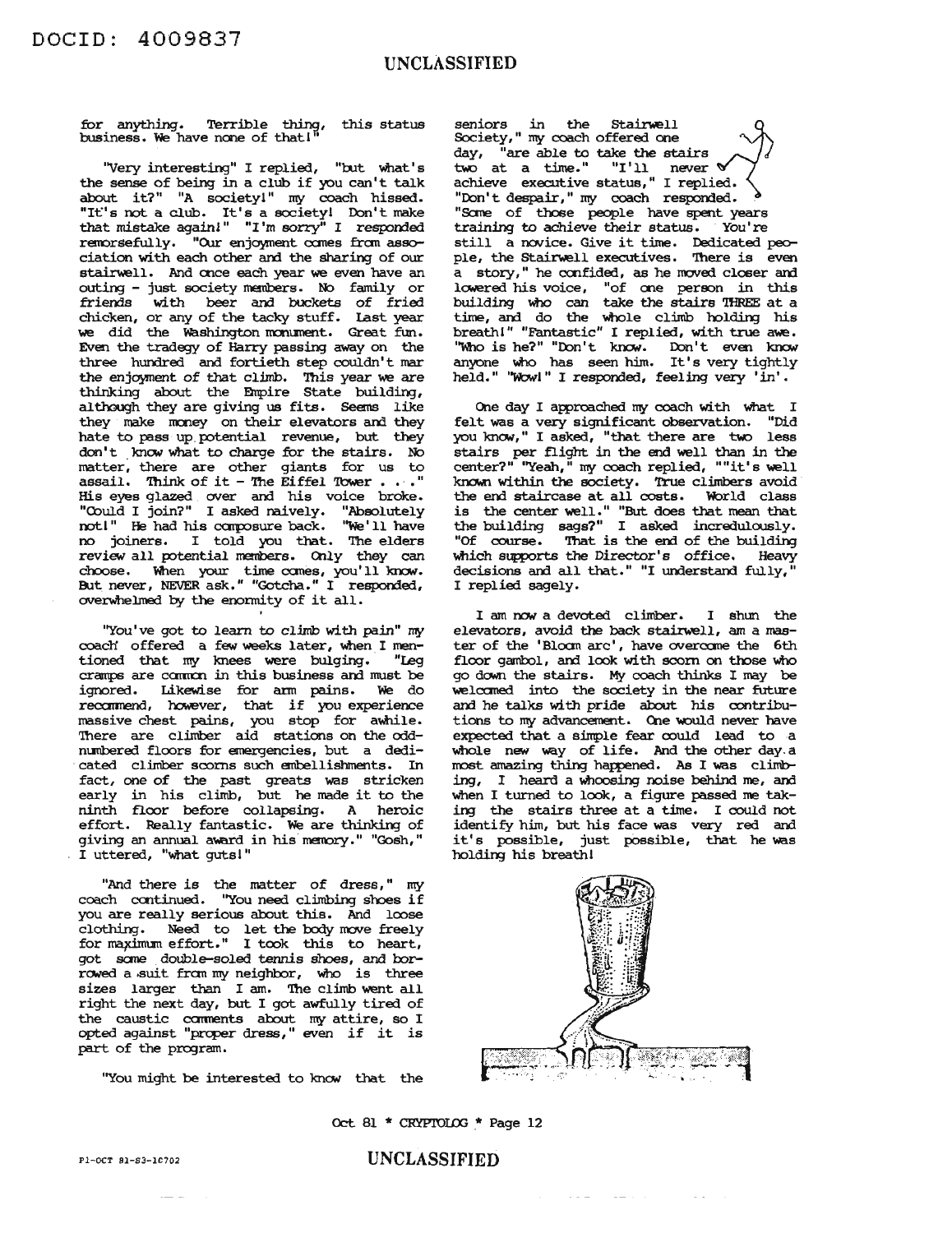for anything. Terrible thing, this status business. We have none of that!"

"Very interesting" I replied, "but what's the sense of being in a club if you can't talk about it?" "A society!" my coach hissed. "It's not a club. It's a society! Don't make that mistake again!" "I'm sorry" I responded remorsefully. "Our enjoyment comes from association with each other and the sharing of our stairwell. And once each year we even have an outing - just society members. No family or friends with beer and buckets of fried chicken, or any of the tacky stuff. Last year we did the Washington monument. Great fun. Even the tradegy of Harry passing away on the three hundred and fortieth step couldn't mar the enjoyment of that climb. This year we are thinking about the Empire State building, although they are giving us fits. Seems like they make money on their elevators and they hate to pass up potential revenue, but they don't know what to charge for the stairs. No matter, there are other giants for us to assail. Think of it - The Eiffel Tower . . . ." His eyes glazed over and his voice broke. "Could I join?" I asked naively. "Absolutely not!" He had his composure back. "We'll have no joiners. I told you that. The elders review all potential members. Only they can choose. When your time comes, you'll know. But never, NEVER ask." "Gotcha." I responded, overwhelmed by the enormity of it all.

"You've got to learn to climb with pain" my coach offered a few weeks later, when I mentioned that my knees were bulging. "Leg cramps are common in this business and must be ignored. Likewise for arm pains. We do recommend, however, that if you experience massive chest pains, you stop for awhile. There are climber aid stations on the odd-numbered floors for emergencies, but a dedicated climber scorns such embellishments. In fact, one of the past greats was stricken early in his climb, but he made it to the ninth floor before collapsing. A heroic effort. Really fantastic. We are thinking of giving an annual award in his memory." "Gosh," I uttered, "what guts!"

"And there is the matter of dress," my coach continued. "You need climbing shoes if you are really serious about this. And loose clothing. Need to let the body move freely for maximum effort." I took this to heart, got some double-soled tennis shoes, and borrowed a suit from my neighbor, who is three sizes larger than I am. The climb went all right the next day, but I got awfully tired of the caustic comments about my attire, so I opted against "proper dress," even if it is part of the program.

"You might be interested to know that the seniors in the Stairwell Society," my coach offered one day, "are able to take the stairs two at a time." "I'll never achieve executive status," I replied. "Don't despair," my coach responded. "Some of those people have spent years training to achieve their status. You're still a novice. Give it time. Dedicated people, the Stairwell executives. There is even a story," he confided, as he moved closer and lowered his voice, "of one person in this building who can take the stairs THREE at a time, and do the whole climb holding his breath!" "Fantastic" I replied, with true awe. "Who is he?" "Don't know. Don't even know anyone who has seen him. It's very tightly held." "Wow!" I responded, feeling very 'in'.

One day I approached my coach with what I felt was a very significant observation. "Did you know," I asked, "that there are two less stairs per flight in the end well than in the center?" "Yeah," my coach replied, ""it's well known within the society. True climbers avoid the end staircase at all costs. World class is the center well." "But does that mean that the building sags?" I asked incredulously. "Of course. That is the end of the building which supports the Director's office. Heavy decisions and all that." "I understand fully," I replied sagely.

I am now a devoted climber. I shun the elevators, avoid the back stairwell, am a master of the 'Bloom arc', have overcome the 6th floor gambol, and look with scorn on those who go down the stairs. My coach thinks I may be welcomed into the society in the near future and he talks with pride about his contributions to my advancement. One would never have expected that a simple fear could lead to a whole new way of life. And the other day a most amazing thing happened. As I was climbing, I heard a whoosing noise behind me, and when I turned to look, a figure passed me taking the stairs three at a time. I could not identify him, but his face was very red and it's possible, just possible, that he was holding his breath!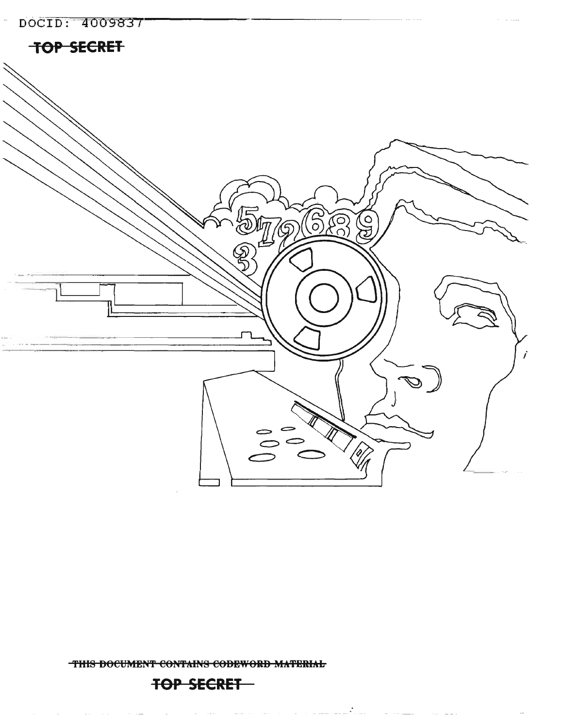~~THIS DOCUMENT CONTAINS CODEWORD MATERIAL~~